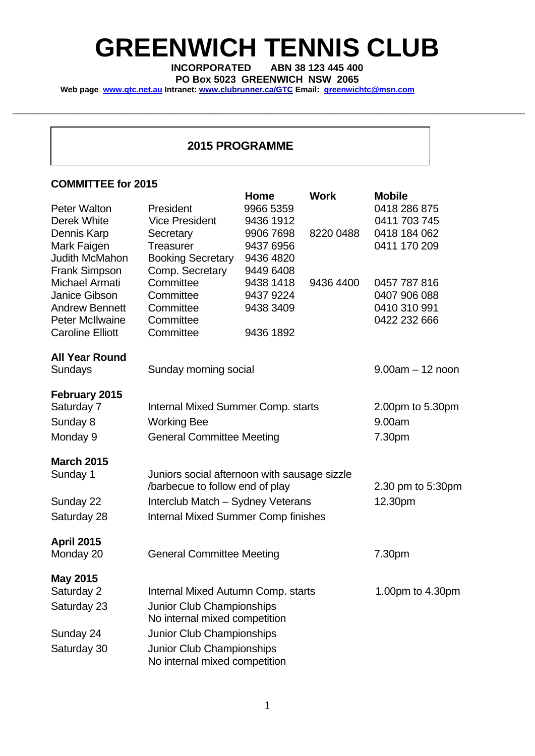# GREENWICH TENNIS CLUB

**INCORPORATED ABN 38 123 445 400**
**PO Box 5023 GREENWICH NSW 2065**
**Web page [www.gtc.net.au](http://www.gtc.net.au) Intranet: [www.clubrunner.ca/GTC](http://www.clubrunner.ca/GTC) Email: [greenwichtc@msn.com](mailto:greenwichtc@msn.com)**

---

## 2015 PROGRAMME

### COMMITTEE for 2015

| | | Home | Work | Mobile |
|---|---|---|---|---|
| Peter Walton | President | 9966 5359 | | 0418 286 875 |
| Derek White | Vice President | 9436 1912 | | 0411 703 745 |
| Dennis Karp | Secretary | 9906 7698 | 8220 0488 | 0418 184 062 |
| Mark Faigen | Treasurer | 9437 6956 | | 0411 170 209 |
| Judith McMahon | Booking Secretary | 9436 4820 | | |
| Frank Simpson | Comp. Secretary | 9449 6408 | | |
| Michael Armati | Committee | 9438 1418 | 9436 4400 | 0457 787 816 |
| Janice Gibson | Committee | 9437 9224 | | 0407 906 088 |
| Andrew Bennett | Committee | 9438 3409 | | 0410 310 991 |
| Peter McIlwaine | Committee | | | 0422 232 666 |
| Caroline Elliott | Committee | 9436 1892 | | |

**All Year Round**

| | | |
|---|---|---|
| Sundays | Sunday morning social | 9.00am – 12 noon |

**February 2015**

| | | |
|---|---|---|
| Saturday 7 | Internal Mixed Summer Comp. starts | 2.00pm to 5.30pm |
| Sunday 8 | Working Bee | 9.00am |
| Monday 9 | General Committee Meeting | 7.30pm |

**March 2015**

| | | |
|---|---|---|
| Sunday 1 | Juniors social afternoon with sausage sizzle /barbecue to follow end of play | 2.30 pm to 5:30pm |
| Sunday 22 | Interclub Match – Sydney Veterans | 12.30pm |
| Saturday 28 | Internal Mixed Summer Comp finishes | |

**April 2015**

| | | |
|---|---|---|
| Monday 20 | General Committee Meeting | 7.30pm |

**May 2015**

| | | |
|---|---|---|
| Saturday 2 | Internal Mixed Autumn Comp. starts | 1.00pm to 4.30pm |
| Saturday 23 | Junior Club Championships<br>No internal mixed competition | |
| Sunday 24 | Junior Club Championships | |
| Saturday 30 | Junior Club Championships<br>No internal mixed competition | |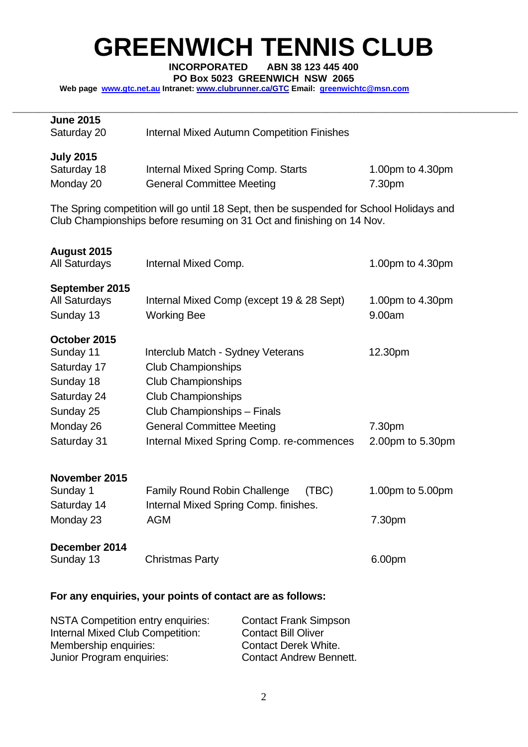# GREENWICH TENNIS CLUB

**INCORPORATED ABN 38 123 445 400**
**PO Box 5023 GREENWICH NSW 2065**
**Web page www.gtc.net.au Intranet: www.clubrunner.ca/GTC Email: greenwichtc@msn.com**

---

**June 2015**

| | | |
|---|---|---|
| Saturday 20 | Internal Mixed Autumn Competition Finishes | |

**July 2015**

| | | |
|---|---|---|
| Saturday 18 | Internal Mixed Spring Comp. Starts | 1.00pm to 4.30pm |
| Monday 20 | General Committee Meeting | 7.30pm |

The Spring competition will go until 18 Sept, then be suspended for School Holidays and Club Championships before resuming on 31 Oct and finishing on 14 Nov.

**August 2015**

| | | |
|---|---|---|
| All Saturdays | Internal Mixed Comp. | 1.00pm to 4.30pm |

**September 2015**

| | | |
|---|---|---|
| All Saturdays | Internal Mixed Comp (except 19 & 28 Sept) | 1.00pm to 4.30pm |
| Sunday 13 | Working Bee | 9.00am |

**October 2015**

| | | |
|---|---|---|
| Sunday 11 | Interclub Match - Sydney Veterans | 12.30pm |
| Saturday 17 | Club Championships | |
| Sunday 18 | Club Championships | |
| Saturday 24 | Club Championships | |
| Sunday 25 | Club Championships – Finals | |
| Monday 26 | General Committee Meeting | 7.30pm |
| Saturday 31 | Internal Mixed Spring Comp. re-commences | 2.00pm to 5.30pm |

**November 2015**

| | | |
|---|---|---|
| Sunday 1 | Family Round Robin Challenge (TBC) | 1.00pm to 5.00pm |
| Saturday 14 | Internal Mixed Spring Comp. finishes. | |
| Monday 23 | AGM | 7.30pm |

**December 2014**

| | | |
|---|---|---|
| Sunday 13 | Christmas Party | 6.00pm |

**For any enquiries, your points of contact are as follows:**

| | |
|---|---|
| NSTA Competition entry enquiries: | Contact Frank Simpson |
| Internal Mixed Club Competition: | Contact Bill Oliver |
| Membership enquiries: | Contact Derek White. |
| Junior Program enquiries: | Contact Andrew Bennett. |